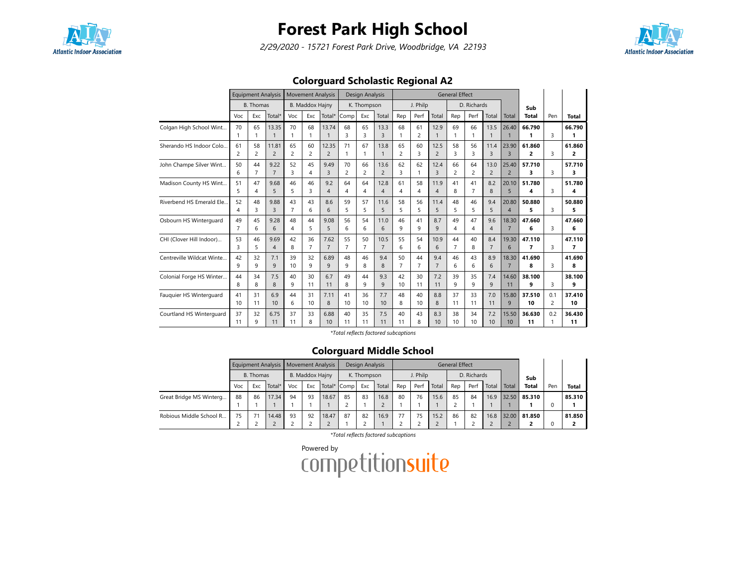# Forest Park High School

*2/29/2020 - 15721 Forest Park Drive, Woodbridge, VA 22193*

## Colorguard Scholastic Regional A2

| | Equipment Analysis | | | Movement Analysis | | | Design Analysis | | | General Effect | | | | | | | | | |
|---|---|---|---|---|---|---|---|---|---|---|---|---|---|---|---|---|---|---|---|
| | B. Thomas | | | B. Maddox Hajny | | | K. Thompson | | | J. Philp | | | D. Richards | | | | Sub | | |
| | Voc | Exc | Total* | Voc | Exc | Total* | Comp | Exc | Total | Rep | Perf | Total | Rep | Perf | Total | Total | Total | Pen | Total |
| Colgan High School Wint... | 70<br>1 | 65<br>1 | 13.35<br>1 | 70<br>1 | 68<br>1 | 13.74<br>1 | 68<br>3 | 65<br>3 | 13.3<br>3 | 68<br>1 | 61<br>2 | 12.9<br>1 | 69<br>1 | 66<br>1 | 13.5<br>1 | 26.40<br>1 | **66.790**<br>**1** | 3 | **66.790**<br>**1** |
| Sherando HS Indoor Colo... | 61<br>2 | 58<br>2 | 11.81<br>2 | 65<br>2 | 60<br>2 | 12.35<br>2 | 71<br>1 | 67<br>1 | 13.8<br>1 | 65<br>2 | 60<br>3 | 12.5<br>2 | 58<br>3 | 56<br>3 | 11.4<br>3 | 23.90<br>3 | **61.860**<br>**2** | 3 | **61.860**<br>**2** |
| John Champe Silver Wint... | 50<br>6 | 44<br>7 | 9.22<br>7 | 52<br>3 | 45<br>4 | 9.49<br>3 | 70<br>2 | 66<br>2 | 13.6<br>2 | 62<br>3 | 62<br>1 | 12.4<br>3 | 66<br>2 | 64<br>2 | 13.0<br>2 | 25.40<br>2 | **57.710**<br>**3** | 3 | **57.710**<br>**3** |
| Madison County HS Wint... | 51<br>5 | 47<br>4 | 9.68<br>5 | 46<br>5 | 46<br>3 | 9.2<br>4 | 64<br>4 | 64<br>4 | 12.8<br>4 | 61<br>4 | 58<br>4 | 11.9<br>4 | 41<br>8 | 41<br>7 | 8.2<br>8 | 20.10<br>5 | **51.780**<br>**4** | 3 | **51.780**<br>**4** |
| Riverbend HS Emerald Ele... | 52<br>4 | 48<br>3 | 9.88<br>3 | 43<br>7 | 43<br>6 | 8.6<br>6 | 59<br>5 | 57<br>5 | 11.6<br>5 | 58<br>5 | 56<br>5 | 11.4<br>5 | 48<br>5 | 46<br>5 | 9.4<br>5 | 20.80<br>4 | **50.880**<br>**5** | 3 | **50.880**<br>**5** |
| Osbourn HS Winterguard | 49<br>7 | 45<br>6 | 9.28<br>6 | 48<br>4 | 44<br>5 | 9.08<br>5 | 56<br>6 | 54<br>6 | 11.0<br>6 | 46<br>9 | 41<br>9 | 8.7<br>9 | 49<br>4 | 47<br>4 | 9.6<br>4 | 18.30<br>7 | **47.660**<br>**6** | 3 | **47.660**<br>**6** |
| CHI (Clover Hill Indoor)... | 53<br>3 | 46<br>5 | 9.69<br>4 | 42<br>8 | 36<br>7 | 7.62<br>7 | 55<br>7 | 50<br>7 | 10.5<br>7 | 55<br>6 | 54<br>6 | 10.9<br>6 | 44<br>7 | 40<br>8 | 8.4<br>7 | 19.30<br>6 | **47.110**<br>**7** | 3 | **47.110**<br>**7** |
| Centreville Wildcat Winte... | 42<br>9 | 32<br>9 | 7.1<br>9 | 39<br>10 | 32<br>9 | 6.89<br>9 | 48<br>9 | 46<br>8 | 9.4<br>8 | 50<br>7 | 44<br>7 | 9.4<br>7 | 46<br>6 | 43<br>6 | 8.9<br>6 | 18.30<br>7 | **41.690**<br>**8** | 3 | **41.690**<br>**8** |
| Colonial Forge HS Winter... | 44<br>8 | 34<br>8 | 7.5<br>8 | 40<br>9 | 30<br>11 | 6.7<br>11 | 49<br>8 | 44<br>9 | 9.3<br>9 | 42<br>10 | 30<br>11 | 7.2<br>11 | 39<br>9 | 35<br>9 | 7.4<br>9 | 14.60<br>11 | **38.100**<br>**9** | 3 | **38.100**<br>**9** |
| Fauquier HS Winterguard | 41<br>10 | 31<br>11 | 6.9<br>10 | 44<br>6 | 31<br>10 | 7.11<br>8 | 41<br>10 | 36<br>10 | 7.7<br>10 | 48<br>8 | 40<br>10 | 8.8<br>8 | 37<br>11 | 33<br>11 | 7.0<br>11 | 15.80<br>9 | **37.510**<br>**10** | 0.1<br>2 | **37.410**<br>**10** |
| Courtland HS Winterguard | 37<br>11 | 32<br>9 | 6.75<br>11 | 37<br>11 | 33<br>8 | 6.88<br>10 | 40<br>11 | 35<br>11 | 7.5<br>11 | 40<br>11 | 43<br>8 | 8.3<br>10 | 38<br>10 | 34<br>10 | 7.2<br>10 | 15.50<br>10 | **36.630**<br>**11** | 0.2<br>1 | **36.430**<br>**11** |

*Total reflects factored subcaptions

## Colorguard Middle School

| | Equipment Analysis | | | Movement Analysis | | | Design Analysis | | | General Effect | | | | | | | | | |
|---|---|---|---|---|---|---|---|---|---|---|---|---|---|---|---|---|---|---|---|
| | B. Thomas | | | B. Maddox Hajny | | | K. Thompson | | | J. Philp | | | D. Richards | | | | Sub | | |
| | Voc | Exc | Total* | Voc | Exc | Total* | Comp | Exc | Total | Rep | Perf | Total | Rep | Perf | Total | Total | Total | Pen | Total |
| Great Bridge MS Winterg... | 88<br>1 | 86<br>1 | 17.34<br>1 | 94<br>1 | 93<br>1 | 18.67<br>1 | 85<br>2 | 83<br>1 | 16.8<br>2 | 80<br>1 | 76<br>1 | 15.6<br>1 | 85<br>2 | 84<br>1 | 16.9<br>1 | 32.50<br>1 | **85.310**<br>**1** | 0 | **85.310**<br>**1** |
| Robious Middle School R... | 75<br>2 | 71<br>2 | 14.48<br>2 | 93<br>2 | 92<br>2 | 18.47<br>2 | 87<br>1 | 82<br>2 | 16.9<br>1 | 77<br>2 | 75<br>2 | 15.2<br>2 | 86<br>1 | 82<br>2 | 16.8<br>2 | 32.00<br>2 | **81.850**<br>**2** | 0 | **81.850**<br>**2** |

*Total reflects factored subcaptions

Powered by competitionsuite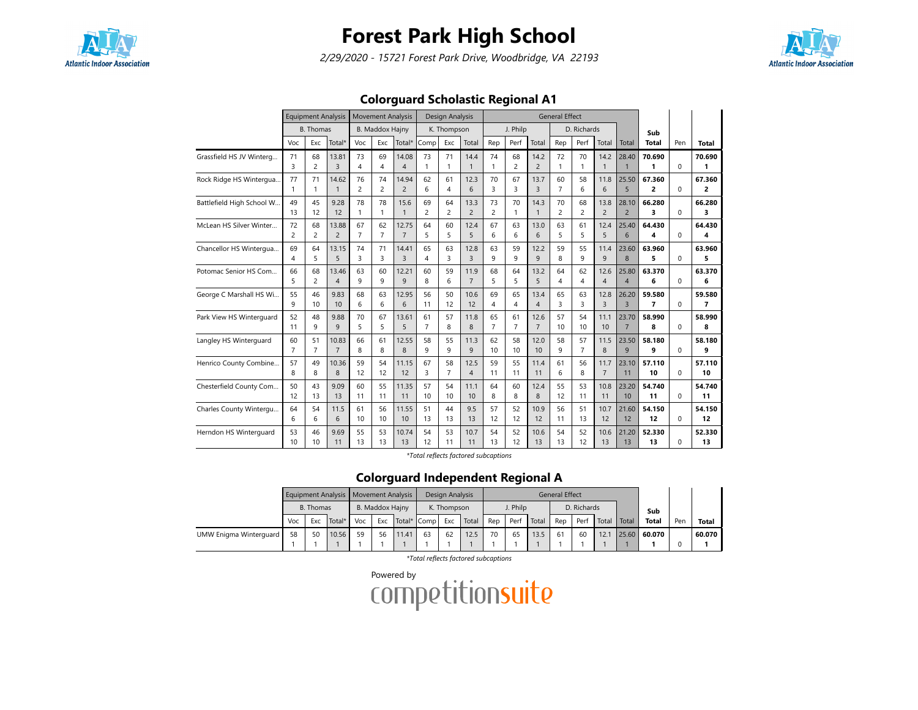# Forest Park High School

*2/29/2020 - 15721 Forest Park Drive, Woodbridge, VA 22193*

## Colorguard Scholastic Regional A1

| | Equipment Analysis | | | Movement Analysis | | | Design Analysis | | | General Effect | | | | | | | | | |
|---|---|---|---|---|---|---|---|---|---|---|---|---|---|---|---|---|---|---|---|
| | B. Thomas | | | B. Maddox Hajny | | | K. Thompson | | | J. Philp | | | D. Richards | | | | Sub | | |
| | Voc | Exc | Total* | Voc | Exc | Total* | Comp | Exc | Total | Rep | Perf | Total | Rep | Perf | Total | Total | Total | Pen | Total |
| Grassfield HS JV Winterg... | 71<br>3 | 68<br>2 | 13.81<br>3 | 73<br>4 | 69<br>4 | 14.08<br>4 | 73<br>1 | 71<br>1 | 14.4<br>1 | 74<br>1 | 68<br>2 | 14.2<br>2 | 72<br>1 | 70<br>1 | 14.2<br>1 | 28.40<br>1 | 70.690<br>1 | 0 | 70.690<br>1 |
| Rock Ridge HS Wintergua... | 77<br>1 | 71<br>1 | 14.62<br>1 | 76<br>2 | 74<br>2 | 14.94<br>2 | 62<br>6 | 61<br>4 | 12.3<br>6 | 70<br>3 | 67<br>3 | 13.7<br>3 | 60<br>7 | 58<br>6 | 11.8<br>6 | 25.50<br>5 | 67.360<br>2 | 0 | 67.360<br>2 |
| Battlefield High School W... | 49<br>13 | 45<br>12 | 9.28<br>12 | 78<br>1 | 78<br>1 | 15.6<br>1 | 69<br>2 | 64<br>2 | 13.3<br>2 | 73<br>2 | 70<br>1 | 14.3<br>1 | 70<br>2 | 68<br>2 | 13.8<br>2 | 28.10<br>2 | 66.280<br>3 | 0 | 66.280<br>3 |
| McLean HS Silver Winter... | 72<br>2 | 68<br>2 | 13.88<br>2 | 67<br>7 | 62<br>7 | 12.75<br>7 | 64<br>5 | 60<br>5 | 12.4<br>5 | 67<br>6 | 63<br>6 | 13.0<br>6 | 63<br>5 | 61<br>5 | 12.4<br>5 | 25.40<br>6 | 64.430<br>4 | 0 | 64.430<br>4 |
| Chancellor HS Wintergua... | 69<br>4 | 64<br>5 | 13.15<br>5 | 74<br>3 | 71<br>3 | 14.41<br>3 | 65<br>4 | 63<br>3 | 12.8<br>3 | 63<br>9 | 59<br>9 | 12.2<br>9 | 59<br>8 | 55<br>9 | 11.4<br>9 | 23.60<br>8 | 63.960<br>5 | 0 | 63.960<br>5 |
| Potomac Senior HS Com... | 66<br>5 | 68<br>2 | 13.46<br>4 | 63<br>9 | 60<br>9 | 12.21<br>9 | 60<br>8 | 59<br>6 | 11.9<br>7 | 68<br>5 | 64<br>5 | 13.2<br>5 | 64<br>4 | 62<br>4 | 12.6<br>4 | 25.80<br>4 | 63.370<br>6 | 0 | 63.370<br>6 |
| George C Marshall HS Wi... | 55<br>9 | 46<br>10 | 9.83<br>10 | 68<br>6 | 63<br>6 | 12.95<br>6 | 56<br>11 | 50<br>12 | 10.6<br>12 | 69<br>4 | 65<br>4 | 13.4<br>4 | 65<br>3 | 63<br>3 | 12.8<br>3 | 26.20<br>3 | 59.580<br>7 | 0 | 59.580<br>7 |
| Park View HS Winterguard | 52<br>11 | 48<br>9 | 9.88<br>9 | 70<br>5 | 67<br>5 | 13.61<br>5 | 61<br>7 | 57<br>8 | 11.8<br>8 | 65<br>7 | 61<br>7 | 12.6<br>7 | 57<br>10 | 54<br>10 | 11.1<br>10 | 23.70<br>7 | 58.990<br>8 | 0 | 58.990<br>8 |
| Langley HS Winterguard | 60<br>7 | 51<br>7 | 10.83<br>7 | 66<br>8 | 61<br>8 | 12.55<br>8 | 58<br>9 | 55<br>9 | 11.3<br>9 | 62<br>10 | 58<br>10 | 12.0<br>10 | 58<br>9 | 57<br>7 | 11.5<br>8 | 23.50<br>9 | 58.180<br>9 | 0 | 58.180<br>9 |
| Henrico County Combine... | 57<br>8 | 49<br>8 | 10.36<br>8 | 59<br>12 | 54<br>12 | 11.15<br>12 | 67<br>3 | 58<br>7 | 12.5<br>4 | 59<br>11 | 55<br>11 | 11.4<br>11 | 61<br>6 | 56<br>8 | 11.7<br>7 | 23.10<br>11 | 57.110<br>10 | 0 | 57.110<br>10 |
| Chesterfield County Com... | 50<br>12 | 43<br>13 | 9.09<br>13 | 60<br>11 | 55<br>11 | 11.35<br>11 | 57<br>10 | 54<br>10 | 11.1<br>10 | 64<br>8 | 60<br>8 | 12.4<br>8 | 55<br>12 | 53<br>11 | 10.8<br>11 | 23.20<br>10 | 54.740<br>11 | 0 | 54.740<br>11 |
| Charles County Wintergu... | 64<br>6 | 54<br>6 | 11.5<br>6 | 61<br>10 | 56<br>10 | 11.55<br>10 | 51<br>13 | 44<br>13 | 9.5<br>13 | 57<br>12 | 52<br>12 | 10.9<br>12 | 56<br>11 | 51<br>13 | 10.7<br>12 | 21.60<br>12 | 54.150<br>12 | 0 | 54.150<br>12 |
| Herndon HS Winterguard | 53<br>10 | 46<br>10 | 9.69<br>11 | 55<br>13 | 53<br>13 | 10.74<br>13 | 54<br>12 | 53<br>11 | 10.7<br>11 | 54<br>13 | 52<br>12 | 10.6<br>13 | 54<br>13 | 52<br>12 | 10.6<br>13 | 21.20<br>13 | 52.330<br>13 | 0 | 52.330<br>13 |

*\*Total reflects factored subcaptions*

## Colorguard Independent Regional A

| | Equipment Analysis | | | Movement Analysis | | | Design Analysis | | | General Effect | | | | | | | | | |
|---|---|---|---|---|---|---|---|---|---|---|---|---|---|---|---|---|---|---|---|
| | B. Thomas | | | B. Maddox Hajny | | | K. Thompson | | | J. Philp | | | D. Richards | | | | Sub | | |
| | Voc | Exc | Total* | Voc | Exc | Total* | Comp | Exc | Total | Rep | Perf | Total | Rep | Perf | Total | Total | Total | Pen | Total |
| UMW Enigma Winterguard | 58<br>1 | 50<br>1 | 10.56<br>1 | 59<br>1 | 56<br>1 | 11.41<br>1 | 63<br>1 | 62<br>1 | 12.5<br>1 | 70<br>1 | 65<br>1 | 13.5<br>1 | 61<br>1 | 60<br>1 | 12.1<br>1 | 25.60<br>1 | 60.070<br>1 | 0 | 60.070<br>1 |

*\*Total reflects factored subcaptions*

Powered by competitionsuite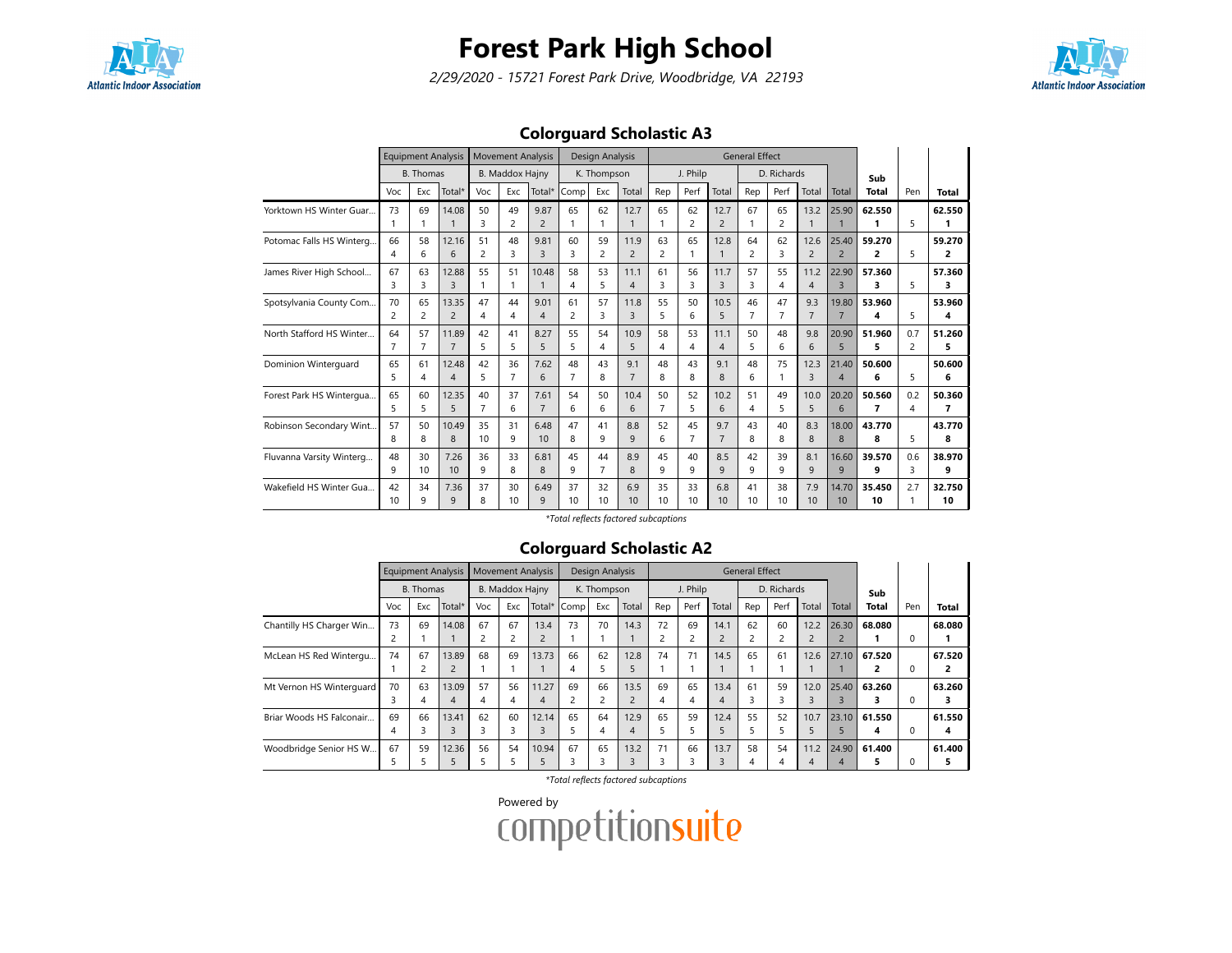# Forest Park High School

*2/29/2020 - 15721 Forest Park Drive, Woodbridge, VA 22193*

## Colorguard Scholastic A3

| | Equipment Analysis | | | Movement Analysis | | | Design Analysis | | | General Effect | | | | | | | | | |
|---|---|---|---|---|---|---|---|---|---|---|---|---|---|---|---|---|---|---|---|
| | B. Thomas | | | B. Maddox Hajny | | | K. Thompson | | | J. Philp | | | D. Richards | | | | Sub | | |
| | Voc | Exc | Total* | Voc | Exc | Total* | Comp | Exc | Total | Rep | Perf | Total | Rep | Perf | Total | Total | Total | Pen | Total |
| Yorktown HS Winter Guar... | 73<br>1 | 69<br>1 | 14.08<br>1 | 50<br>3 | 49<br>2 | 9.87<br>2 | 65<br>1 | 62<br>1 | 12.7<br>1 | 65<br>1 | 62<br>2 | 12.7<br>2 | 67<br>1 | 65<br>2 | 13.2<br>1 | 25.90<br>1 | **62.550**<br>**1** | 5 | **62.550**<br>**1** |
| Potomac Falls HS Winterg... | 66<br>4 | 58<br>6 | 12.16<br>6 | 51<br>2 | 48<br>3 | 9.81<br>3 | 60<br>3 | 59<br>2 | 11.9<br>2 | 63<br>2 | 65<br>1 | 12.8<br>1 | 64<br>2 | 62<br>3 | 12.6<br>2 | 25.40<br>2 | **59.270**<br>**2** | 5 | **59.270**<br>**2** |
| James River High School... | 67<br>3 | 63<br>3 | 12.88<br>3 | 55<br>1 | 51<br>1 | 10.48<br>1 | 58<br>4 | 53<br>5 | 11.1<br>4 | 61<br>3 | 56<br>3 | 11.7<br>3 | 57<br>3 | 55<br>4 | 11.2<br>4 | 22.90<br>3 | **57.360**<br>**3** | 5 | **57.360**<br>**3** |
| Spotsylvania County Com... | 70<br>2 | 65<br>2 | 13.35<br>2 | 47<br>4 | 44<br>4 | 9.01<br>4 | 61<br>2 | 57<br>3 | 11.8<br>3 | 55<br>5 | 50<br>6 | 10.5<br>5 | 46<br>7 | 47<br>7 | 9.3<br>7 | 19.80<br>7 | **53.960**<br>**4** | 5 | **53.960**<br>**4** |
| North Stafford HS Winter... | 64<br>7 | 57<br>7 | 11.89<br>7 | 42<br>5 | 41<br>5 | 8.27<br>5 | 55<br>5 | 54<br>4 | 10.9<br>5 | 58<br>4 | 53<br>4 | 11.1<br>4 | 50<br>5 | 48<br>6 | 9.8<br>6 | 20.90<br>5 | **51.960**<br>**5** | 0.7<br>2 | **51.260**<br>**5** |
| Dominion Winterguard | 65<br>5 | 61<br>4 | 12.48<br>4 | 42<br>5 | 36<br>7 | 7.62<br>6 | 48<br>7 | 43<br>8 | 9.1<br>7 | 48<br>8 | 43<br>8 | 9.1<br>8 | 48<br>6 | 75<br>1 | 12.3<br>3 | 21.40<br>4 | **50.600**<br>**6** | 5 | **50.600**<br>**6** |
| Forest Park HS Wintergua... | 65<br>5 | 60<br>5 | 12.35<br>5 | 40<br>7 | 37<br>6 | 7.61<br>7 | 54<br>6 | 50<br>6 | 10.4<br>6 | 50<br>7 | 52<br>5 | 10.2<br>6 | 51<br>4 | 49<br>5 | 10.0<br>5 | 20.20<br>6 | **50.560**<br>**7** | 0.2<br>4 | **50.360**<br>**7** |
| Robinson Secondary Wint... | 57<br>8 | 50<br>8 | 10.49<br>8 | 35<br>10 | 31<br>9 | 6.48<br>10 | 47<br>8 | 41<br>9 | 8.8<br>9 | 52<br>6 | 45<br>7 | 9.7<br>7 | 43<br>8 | 40<br>8 | 8.3<br>8 | 18.00<br>8 | **43.770**<br>**8** | 5 | **43.770**<br>**8** |
| Fluvanna Varsity Winterg... | 48<br>9 | 30<br>10 | 7.26<br>10 | 36<br>9 | 33<br>8 | 6.81<br>8 | 45<br>9 | 44<br>7 | 8.9<br>8 | 45<br>9 | 40<br>9 | 8.5<br>9 | 42<br>9 | 39<br>9 | 8.1<br>9 | 16.60<br>9 | **39.570**<br>**9** | 0.6<br>3 | **38.970**<br>**9** |
| Wakefield HS Winter Gua... | 42<br>10 | 34<br>9 | 7.36<br>9 | 37<br>8 | 30<br>10 | 6.49<br>9 | 37<br>10 | 32<br>10 | 6.9<br>10 | 35<br>10 | 33<br>10 | 6.8<br>10 | 41<br>10 | 38<br>10 | 7.9<br>10 | 14.70<br>10 | **35.450**<br>**10** | 2.7<br>1 | **32.750**<br>**10** |

*\*Total reflects factored subcaptions*

## Colorguard Scholastic A2

| | Equipment Analysis | | | Movement Analysis | | | Design Analysis | | | General Effect | | | | | | | | | |
|---|---|---|---|---|---|---|---|---|---|---|---|---|---|---|---|---|---|---|---|
| | B. Thomas | | | B. Maddox Hajny | | | K. Thompson | | | J. Philp | | | D. Richards | | | | Sub | | |
| | Voc | Exc | Total* | Voc | Exc | Total* | Comp | Exc | Total | Rep | Perf | Total | Rep | Perf | Total | Total | Total | Pen | Total |
| Chantilly HS Charger Win... | 73<br>2 | 69<br>1 | 14.08<br>1 | 67<br>2 | 67<br>2 | 13.4<br>2 | 73<br>1 | 70<br>1 | 14.3<br>1 | 72<br>2 | 69<br>2 | 14.1<br>2 | 62<br>2 | 60<br>2 | 12.2<br>2 | 26.30<br>2 | **68.080**<br>**1** | 0 | **68.080**<br>**1** |
| McLean HS Red Wintergu... | 74<br>1 | 67<br>2 | 13.89<br>2 | 68<br>1 | 69<br>1 | 13.73<br>1 | 66<br>4 | 62<br>5 | 12.8<br>5 | 74<br>1 | 71<br>1 | 14.5<br>1 | 65<br>1 | 61<br>1 | 12.6<br>1 | 27.10<br>1 | **67.520**<br>**2** | 0 | **67.520**<br>**2** |
| Mt Vernon HS Winterguard | 70<br>3 | 63<br>4 | 13.09<br>4 | 57<br>4 | 56<br>4 | 11.27<br>4 | 69<br>2 | 66<br>2 | 13.5<br>2 | 69<br>4 | 65<br>4 | 13.4<br>4 | 61<br>3 | 59<br>3 | 12.0<br>3 | 25.40<br>3 | **63.260**<br>**3** | 0 | **63.260**<br>**3** |
| Briar Woods HS Falconair... | 69<br>4 | 66<br>3 | 13.41<br>3 | 62<br>3 | 60<br>3 | 12.14<br>3 | 65<br>5 | 64<br>4 | 12.9<br>4 | 65<br>5 | 59<br>5 | 12.4<br>5 | 55<br>5 | 52<br>5 | 10.7<br>5 | 23.10<br>5 | **61.550**<br>**4** | 0 | **61.550**<br>**4** |
| Woodbridge Senior HS W... | 67<br>5 | 59<br>5 | 12.36<br>5 | 56<br>5 | 54<br>5 | 10.94<br>5 | 67<br>3 | 65<br>3 | 13.2<br>3 | 71<br>3 | 66<br>3 | 13.7<br>3 | 58<br>4 | 54<br>4 | 11.2<br>4 | 24.90<br>4 | **61.400**<br>**5** | 0 | **61.400**<br>**5** |

*\*Total reflects factored subcaptions*

Powered by competitionsuite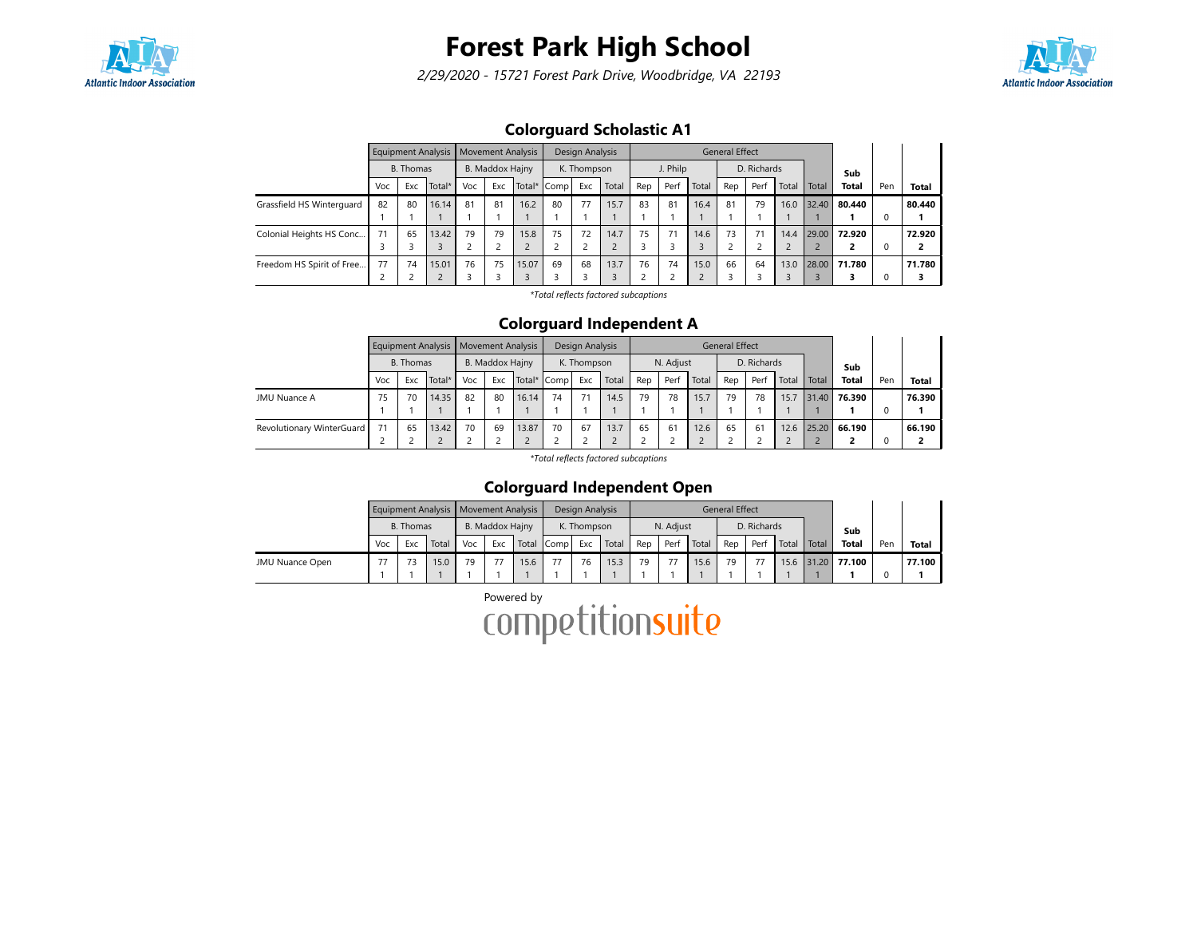# Forest Park High School

*2/29/2020 - 15721 Forest Park Drive, Woodbridge, VA 22193*

## Colorguard Scholastic A1

| | Equipment Analysis | | | Movement Analysis | | | Design Analysis | | | General Effect | | | | | | | Sub Total | Pen | Total |
|---|---|---|---|---|---|---|---|---|---|---|---|---|---|---|---|---|---|---|---|
| | B. Thomas | | | B. Maddox Hajny | | | K. Thompson | | | J. Philp | | | D. Richards | | | | | | |
| | Voc | Exc | Total* | Voc | Exc | Total* | Comp | Exc | Total | Rep | Perf | Total | Rep | Perf | Total | Total | | | |
| Grassfield HS Winterguard | 82<br>1 | 80<br>1 | 16.14<br>1 | 81<br>1 | 81<br>1 | 16.2<br>1 | 80<br>1 | 77<br>1 | 15.7<br>1 | 83<br>1 | 81<br>1 | 16.4<br>1 | 81<br>1 | 79<br>1 | 16.0<br>1 | 32.40<br>1 | **80.440**<br>**1** | 0 | **80.440**<br>**1** |
| Colonial Heights HS Conc... | 71<br>3 | 65<br>3 | 13.42<br>3 | 79<br>2 | 79<br>2 | 15.8<br>2 | 75<br>2 | 72<br>2 | 14.7<br>2 | 75<br>3 | 71<br>3 | 14.6<br>3 | 73<br>2 | 71<br>2 | 14.4<br>2 | 29.00<br>2 | **72.920**<br>**2** | 0 | **72.920**<br>**2** |
| Freedom HS Spirit of Free... | 77<br>2 | 74<br>2 | 15.01<br>2 | 76<br>3 | 75<br>3 | 15.07<br>3 | 69<br>3 | 68<br>3 | 13.7<br>3 | 76<br>2 | 74<br>2 | 15.0<br>2 | 66<br>3 | 64<br>3 | 13.0<br>3 | 28.00<br>3 | **71.780**<br>**3** | 0 | **71.780**<br>**3** |

*\*Total reflects factored subcaptions*

## Colorguard Independent A

| | Equipment Analysis | | | Movement Analysis | | | Design Analysis | | | General Effect | | | | | | | Sub Total | Pen | Total |
|---|---|---|---|---|---|---|---|---|---|---|---|---|---|---|---|---|---|---|---|
| | B. Thomas | | | B. Maddox Hajny | | | K. Thompson | | | N. Adjust | | | D. Richards | | | | | | |
| | Voc | Exc | Total* | Voc | Exc | Total* | Comp | Exc | Total | Rep | Perf | Total | Rep | Perf | Total | Total | | | |
| JMU Nuance A | 75<br>1 | 70<br>1 | 14.35<br>1 | 82<br>1 | 80<br>1 | 16.14<br>1 | 74<br>1 | 71<br>1 | 14.5<br>1 | 79<br>1 | 78<br>1 | 15.7<br>1 | 79<br>1 | 78<br>1 | 15.7<br>1 | 31.40<br>1 | **76.390**<br>**1** | 0 | **76.390**<br>**1** |
| Revolutionary WinterGuard | 71<br>2 | 65<br>2 | 13.42<br>2 | 70<br>2 | 69<br>2 | 13.87<br>2 | 70<br>2 | 67<br>2 | 13.7<br>2 | 65<br>2 | 61<br>2 | 12.6<br>2 | 65<br>2 | 61<br>2 | 12.6<br>2 | 25.20<br>2 | **66.190**<br>**2** | 0 | **66.190**<br>**2** |

*\*Total reflects factored subcaptions*

## Colorguard Independent Open

| | Equipment Analysis | | | Movement Analysis | | | Design Analysis | | | General Effect | | | | | | | Sub Total | Pen | Total |
|---|---|---|---|---|---|---|---|---|---|---|---|---|---|---|---|---|---|---|---|
| | B. Thomas | | | B. Maddox Hajny | | | K. Thompson | | | N. Adjust | | | D. Richards | | | | | | |
| | Voc | Exc | Total | Voc | Exc | Total | Comp | Exc | Total | Rep | Perf | Total | Rep | Perf | Total | Total | | | |
| JMU Nuance Open | 77<br>1 | 73<br>1 | 15.0<br>1 | 79<br>1 | 77<br>1 | 15.6<br>1 | 77<br>1 | 76<br>1 | 15.3<br>1 | 79<br>1 | 77<br>1 | 15.6<br>1 | 79<br>1 | 77<br>1 | 15.6<br>1 | 31.20<br>1 | **77.100**<br>**1** | 0 | **77.100**<br>**1** |

Powered by competitionsuite